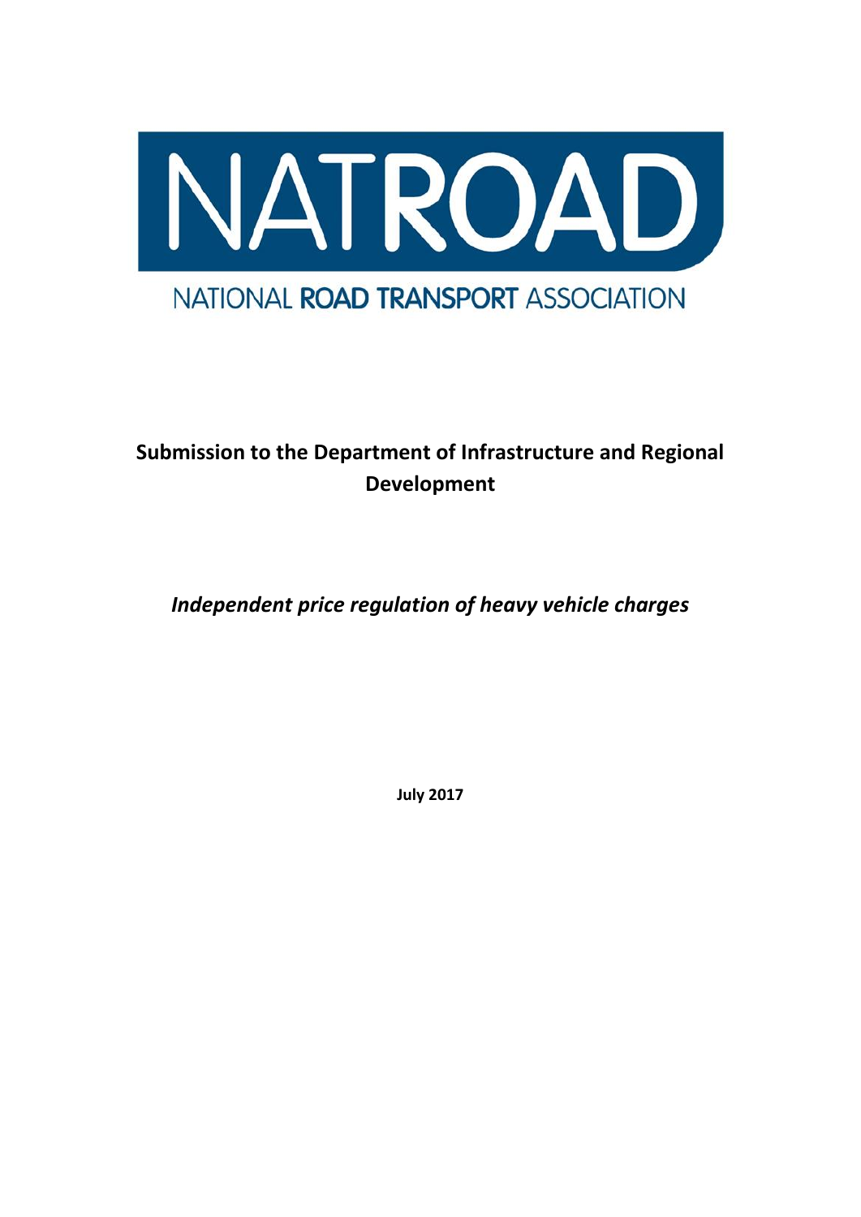NATROAD

NATIONAL **ROAD TRANSPORT** ASSOCIATION

**Submission to the Department of Infrastructure and Regional Development**

***Independent price regulation of heavy vehicle charges***

**July 2017**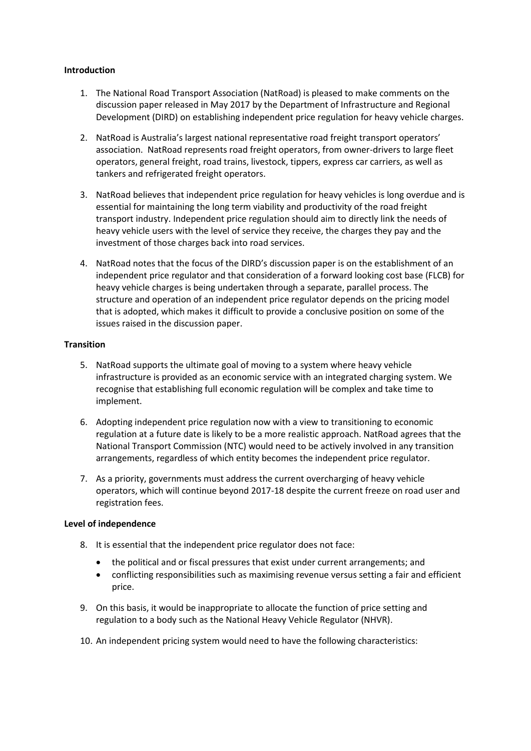**Introduction**

1. The National Road Transport Association (NatRoad) is pleased to make comments on the discussion paper released in May 2017 by the Department of Infrastructure and Regional Development (DIRD) on establishing independent price regulation for heavy vehicle charges.

2. NatRoad is Australia's largest national representative road freight transport operators' association. NatRoad represents road freight operators, from owner-drivers to large fleet operators, general freight, road trains, livestock, tippers, express car carriers, as well as tankers and refrigerated freight operators.

3. NatRoad believes that independent price regulation for heavy vehicles is long overdue and is essential for maintaining the long term viability and productivity of the road freight transport industry. Independent price regulation should aim to directly link the needs of heavy vehicle users with the level of service they receive, the charges they pay and the investment of those charges back into road services.

4. NatRoad notes that the focus of the DIRD's discussion paper is on the establishment of an independent price regulator and that consideration of a forward looking cost base (FLCB) for heavy vehicle charges is being undertaken through a separate, parallel process. The structure and operation of an independent price regulator depends on the pricing model that is adopted, which makes it difficult to provide a conclusive position on some of the issues raised in the discussion paper.

**Transition**

5. NatRoad supports the ultimate goal of moving to a system where heavy vehicle infrastructure is provided as an economic service with an integrated charging system. We recognise that establishing full economic regulation will be complex and take time to implement.

6. Adopting independent price regulation now with a view to transitioning to economic regulation at a future date is likely to be a more realistic approach. NatRoad agrees that the National Transport Commission (NTC) would need to be actively involved in any transition arrangements, regardless of which entity becomes the independent price regulator.

7. As a priority, governments must address the current overcharging of heavy vehicle operators, which will continue beyond 2017-18 despite the current freeze on road user and registration fees.

**Level of independence**

8. It is essential that the independent price regulator does not face:
   - the political and or fiscal pressures that exist under current arrangements; and
   - conflicting responsibilities such as maximising revenue versus setting a fair and efficient price.

9. On this basis, it would be inappropriate to allocate the function of price setting and regulation to a body such as the National Heavy Vehicle Regulator (NHVR).

10. An independent pricing system would need to have the following characteristics: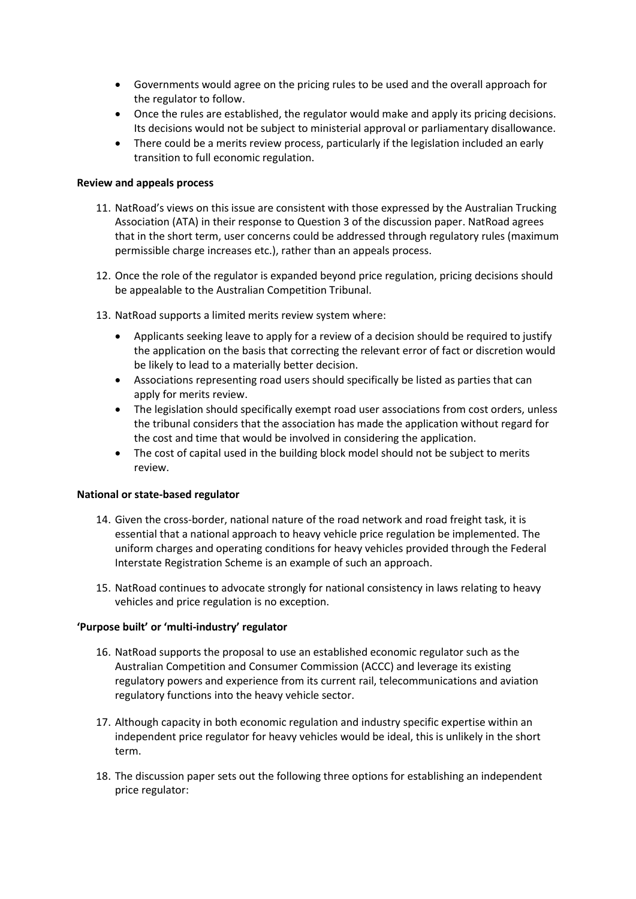- Governments would agree on the pricing rules to be used and the overall approach for the regulator to follow.
- Once the rules are established, the regulator would make and apply its pricing decisions. Its decisions would not be subject to ministerial approval or parliamentary disallowance.
- There could be a merits review process, particularly if the legislation included an early transition to full economic regulation.

**Review and appeals process**

11. NatRoad's views on this issue are consistent with those expressed by the Australian Trucking Association (ATA) in their response to Question 3 of the discussion paper. NatRoad agrees that in the short term, user concerns could be addressed through regulatory rules (maximum permissible charge increases etc.), rather than an appeals process.

12. Once the role of the regulator is expanded beyond price regulation, pricing decisions should be appealable to the Australian Competition Tribunal.

13. NatRoad supports a limited merits review system where:

    - Applicants seeking leave to apply for a review of a decision should be required to justify the application on the basis that correcting the relevant error of fact or discretion would be likely to lead to a materially better decision.
    - Associations representing road users should specifically be listed as parties that can apply for merits review.
    - The legislation should specifically exempt road user associations from cost orders, unless the tribunal considers that the association has made the application without regard for the cost and time that would be involved in considering the application.
    - The cost of capital used in the building block model should not be subject to merits review.

**National or state-based regulator**

14. Given the cross-border, national nature of the road network and road freight task, it is essential that a national approach to heavy vehicle price regulation be implemented. The uniform charges and operating conditions for heavy vehicles provided through the Federal Interstate Registration Scheme is an example of such an approach.

15. NatRoad continues to advocate strongly for national consistency in laws relating to heavy vehicles and price regulation is no exception.

**'Purpose built' or 'multi-industry' regulator**

16. NatRoad supports the proposal to use an established economic regulator such as the Australian Competition and Consumer Commission (ACCC) and leverage its existing regulatory powers and experience from its current rail, telecommunications and aviation regulatory functions into the heavy vehicle sector.

17. Although capacity in both economic regulation and industry specific expertise within an independent price regulator for heavy vehicles would be ideal, this is unlikely in the short term.

18. The discussion paper sets out the following three options for establishing an independent price regulator: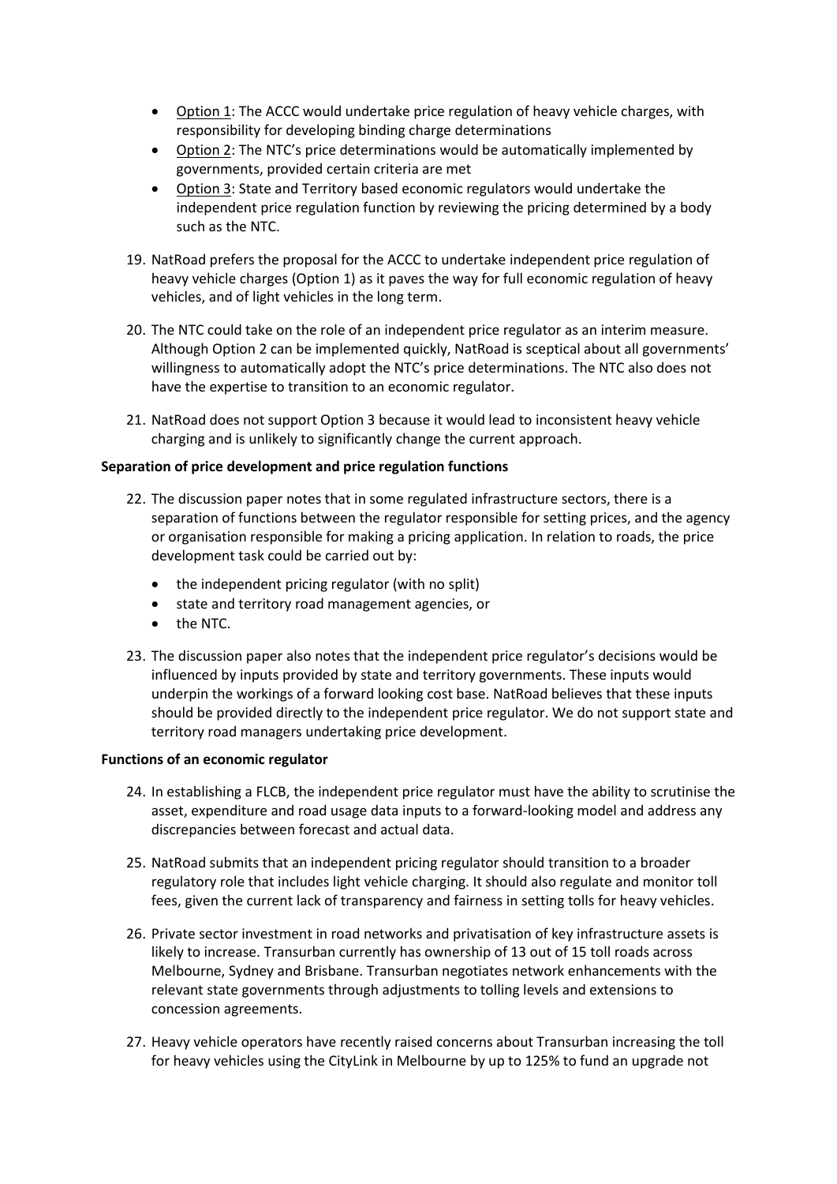- Option 1: The ACCC would undertake price regulation of heavy vehicle charges, with responsibility for developing binding charge determinations
- Option 2: The NTC's price determinations would be automatically implemented by governments, provided certain criteria are met
- Option 3: State and Territory based economic regulators would undertake the independent price regulation function by reviewing the pricing determined by a body such as the NTC.

19. NatRoad prefers the proposal for the ACCC to undertake independent price regulation of heavy vehicle charges (Option 1) as it paves the way for full economic regulation of heavy vehicles, and of light vehicles in the long term.

20. The NTC could take on the role of an independent price regulator as an interim measure. Although Option 2 can be implemented quickly, NatRoad is sceptical about all governments' willingness to automatically adopt the NTC's price determinations. The NTC also does not have the expertise to transition to an economic regulator.

21. NatRoad does not support Option 3 because it would lead to inconsistent heavy vehicle charging and is unlikely to significantly change the current approach.

**Separation of price development and price regulation functions**

22. The discussion paper notes that in some regulated infrastructure sectors, there is a separation of functions between the regulator responsible for setting prices, and the agency or organisation responsible for making a pricing application. In relation to roads, the price development task could be carried out by:
    - the independent pricing regulator (with no split)
    - state and territory road management agencies, or
    - the NTC.

23. The discussion paper also notes that the independent price regulator's decisions would be influenced by inputs provided by state and territory governments. These inputs would underpin the workings of a forward looking cost base. NatRoad believes that these inputs should be provided directly to the independent price regulator. We do not support state and territory road managers undertaking price development.

**Functions of an economic regulator**

24. In establishing a FLCB, the independent price regulator must have the ability to scrutinise the asset, expenditure and road usage data inputs to a forward-looking model and address any discrepancies between forecast and actual data.

25. NatRoad submits that an independent pricing regulator should transition to a broader regulatory role that includes light vehicle charging. It should also regulate and monitor toll fees, given the current lack of transparency and fairness in setting tolls for heavy vehicles.

26. Private sector investment in road networks and privatisation of key infrastructure assets is likely to increase. Transurban currently has ownership of 13 out of 15 toll roads across Melbourne, Sydney and Brisbane. Transurban negotiates network enhancements with the relevant state governments through adjustments to tolling levels and extensions to concession agreements.

27. Heavy vehicle operators have recently raised concerns about Transurban increasing the toll for heavy vehicles using the CityLink in Melbourne by up to 125% to fund an upgrade not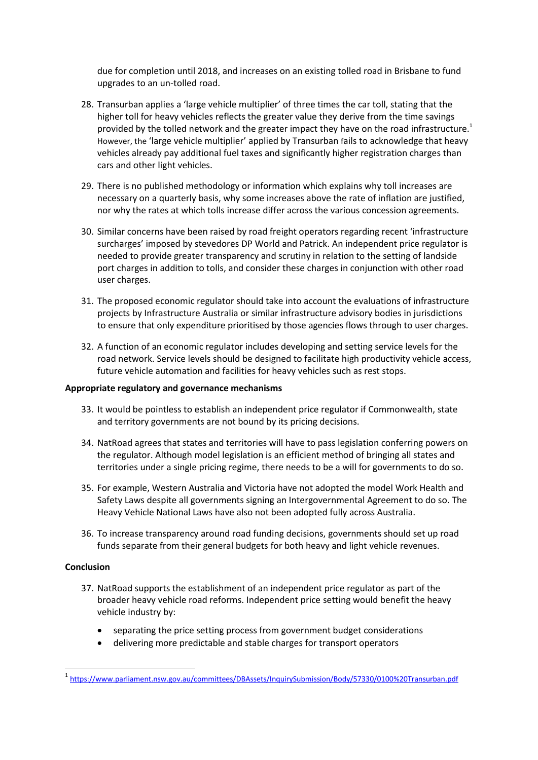due for completion until 2018, and increases on an existing tolled road in Brisbane to fund upgrades to an un-tolled road.

28. Transurban applies a 'large vehicle multiplier' of three times the car toll, stating that the higher toll for heavy vehicles reflects the greater value they derive from the time savings provided by the tolled network and the greater impact they have on the road infrastructure.[1] However, the 'large vehicle multiplier' applied by Transurban fails to acknowledge that heavy vehicles already pay additional fuel taxes and significantly higher registration charges than cars and other light vehicles.

29. There is no published methodology or information which explains why toll increases are necessary on a quarterly basis, why some increases above the rate of inflation are justified, nor why the rates at which tolls increase differ across the various concession agreements.

30. Similar concerns have been raised by road freight operators regarding recent 'infrastructure surcharges' imposed by stevedores DP World and Patrick. An independent price regulator is needed to provide greater transparency and scrutiny in relation to the setting of landside port charges in addition to tolls, and consider these charges in conjunction with other road user charges.

31. The proposed economic regulator should take into account the evaluations of infrastructure projects by Infrastructure Australia or similar infrastructure advisory bodies in jurisdictions to ensure that only expenditure prioritised by those agencies flows through to user charges.

32. A function of an economic regulator includes developing and setting service levels for the road network. Service levels should be designed to facilitate high productivity vehicle access, future vehicle automation and facilities for heavy vehicles such as rest stops.

**Appropriate regulatory and governance mechanisms**

33. It would be pointless to establish an independent price regulator if Commonwealth, state and territory governments are not bound by its pricing decisions.

34. NatRoad agrees that states and territories will have to pass legislation conferring powers on the regulator. Although model legislation is an efficient method of bringing all states and territories under a single pricing regime, there needs to be a will for governments to do so.

35. For example, Western Australia and Victoria have not adopted the model Work Health and Safety Laws despite all governments signing an Intergovernmental Agreement to do so. The Heavy Vehicle National Laws have also not been adopted fully across Australia.

36. To increase transparency around road funding decisions, governments should set up road funds separate from their general budgets for both heavy and light vehicle revenues.

**Conclusion**

37. NatRoad supports the establishment of an independent price regulator as part of the broader heavy vehicle road reforms. Independent price setting would benefit the heavy vehicle industry by:

    - separating the price setting process from government budget considerations
    - delivering more predictable and stable charges for transport operators

---

[1] https://www.parliament.nsw.gov.au/committees/DBAssets/InquirySubmission/Body/57330/0100%20Transurban.pdf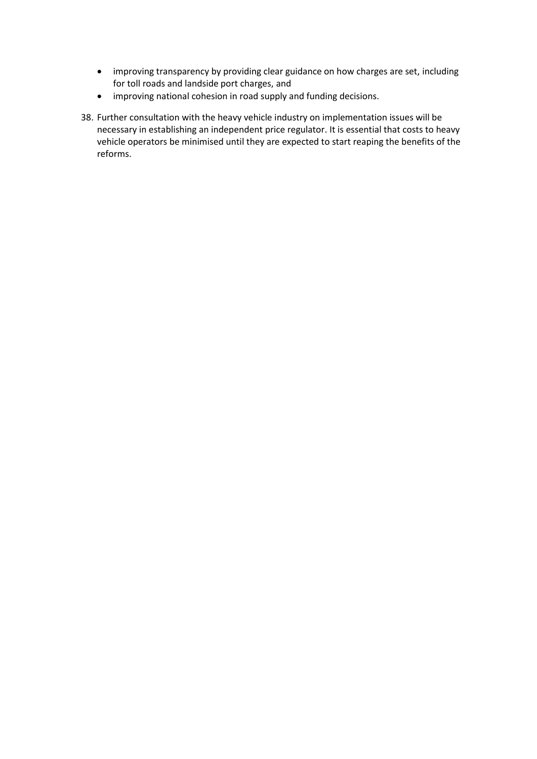- improving transparency by providing clear guidance on how charges are set, including for toll roads and landside port charges, and
- improving national cohesion in road supply and funding decisions.

38. Further consultation with the heavy vehicle industry on implementation issues will be necessary in establishing an independent price regulator. It is essential that costs to heavy vehicle operators be minimised until they are expected to start reaping the benefits of the reforms.